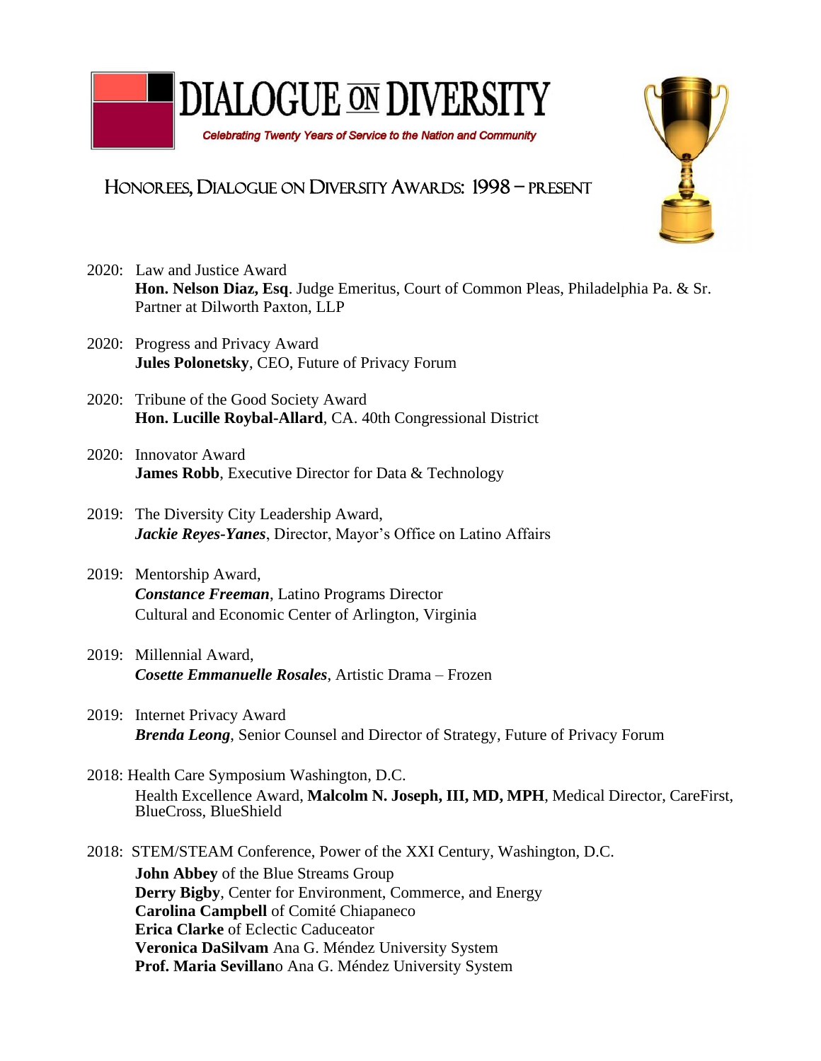# DIALOGUE ON DIVERSITY

*Celebrating Twenty Years of Service to the Nation and Community*

## Honorees, Dialogue on Diversity Awards: 1998 – present

2020: Law and Justice Award
**Hon. Nelson Diaz, Esq**. Judge Emeritus, Court of Common Pleas, Philadelphia Pa. & Sr. Partner at Dilworth Paxton, LLP

2020: Progress and Privacy Award
**Jules Polonetsky**, CEO, Future of Privacy Forum

2020: Tribune of the Good Society Award
**Hon. Lucille Roybal-Allard**, CA. 40th Congressional District

2020: Innovator Award
**James Robb**, Executive Director for Data & Technology

2019: The Diversity City Leadership Award,
***Jackie Reyes-Yanes***, Director, Mayor's Office on Latino Affairs

2019: Mentorship Award,
***Constance Freeman***, Latino Programs Director
Cultural and Economic Center of Arlington, Virginia

2019: Millennial Award,
***Cosette Emmanuelle Rosales***, Artistic Drama – Frozen

2019: Internet Privacy Award
***Brenda Leong***, Senior Counsel and Director of Strategy, Future of Privacy Forum

2018: Health Care Symposium Washington, D.C.
Health Excellence Award, **Malcolm N. Joseph, III, MD, MPH**, Medical Director, CareFirst, BlueCross, BlueShield

2018: STEM/STEAM Conference, Power of the XXI Century, Washington, D.C.
**John Abbey** of the Blue Streams Group
**Derry Bigby**, Center for Environment, Commerce, and Energy
**Carolina Campbell** of Comité Chiapaneco
**Erica Clarke** of Eclectic Caduceator
**Veronica DaSilvam** Ana G. Méndez University System
**Prof. Maria Sevillan**o Ana G. Méndez University System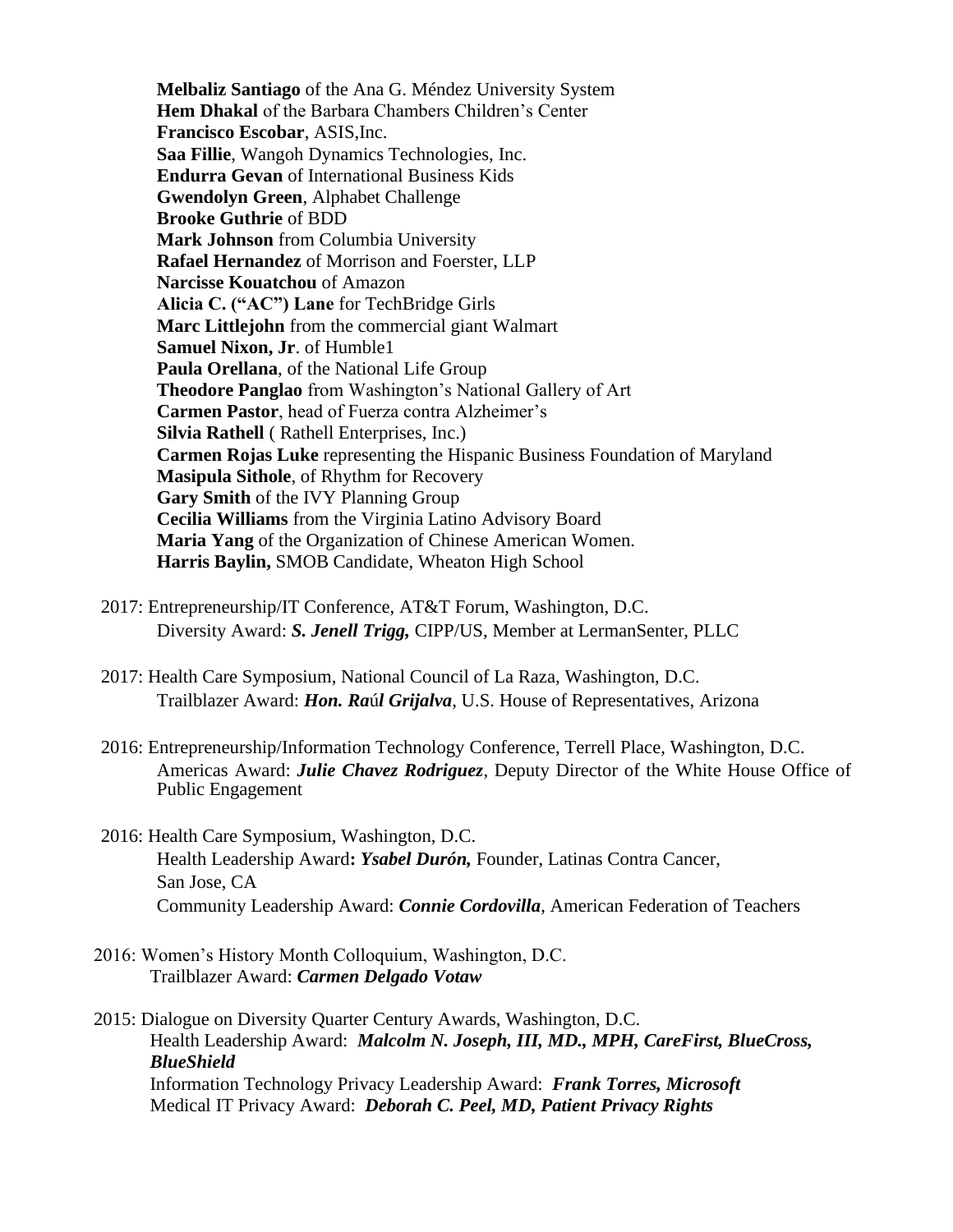**Melbaliz Santiago** of the Ana G. Méndez University System
**Hem Dhakal** of the Barbara Chambers Children's Center
**Francisco Escobar**, ASIS,Inc.
**Saa Fillie**, Wangoh Dynamics Technologies, Inc.
**Endurra Gevan** of International Business Kids
**Gwendolyn Green**, Alphabet Challenge
**Brooke Guthrie** of BDD
**Mark Johnson** from Columbia University
**Rafael Hernandez** of Morrison and Foerster, LLP
**Narcisse Kouatchou** of Amazon
**Alicia C. ("AC") Lane** for TechBridge Girls
**Marc Littlejohn** from the commercial giant Walmart
**Samuel Nixon, Jr**. of Humble1
**Paula Orellana**, of the National Life Group
**Theodore Panglao** from Washington's National Gallery of Art
**Carmen Pastor**, head of Fuerza contra Alzheimer's
**Silvia Rathell** ( Rathell Enterprises, Inc.)
**Carmen Rojas Luke** representing the Hispanic Business Foundation of Maryland
**Masipula Sithole**, of Rhythm for Recovery
**Gary Smith** of the IVY Planning Group
**Cecilia Williams** from the Virginia Latino Advisory Board
**Maria Yang** of the Organization of Chinese American Women.
**Harris Baylin,** SMOB Candidate, Wheaton High School

2017: Entrepreneurship/IT Conference, AT&T Forum, Washington, D.C.
Diversity Award: ***S. Jenell Trigg,*** CIPP/US, Member at LermanSenter, PLLC

2017: Health Care Symposium, National Council of La Raza, Washington, D.C.
Trailblazer Award: ***Hon. Raúl Grijalva***, U.S. House of Representatives, Arizona

2016: Entrepreneurship/Information Technology Conference, Terrell Place, Washington, D.C.
Americas Award: ***Julie Chavez Rodriguez***, Deputy Director of the White House Office of Public Engagement

2016: Health Care Symposium, Washington, D.C.
Health Leadership Award**: *Ysabel Durón,*** Founder, Latinas Contra Cancer, San Jose, CA
Community Leadership Award: ***Connie Cordovilla***, American Federation of Teachers

2016: Women's History Month Colloquium, Washington, D.C.
Trailblazer Award: ***Carmen Delgado Votaw***

2015: Dialogue on Diversity Quarter Century Awards, Washington, D.C.
Health Leadership Award: ***Malcolm N. Joseph, III, MD., MPH, CareFirst, BlueCross, BlueShield***
Information Technology Privacy Leadership Award: ***Frank Torres, Microsoft***
Medical IT Privacy Award: ***Deborah C. Peel, MD, Patient Privacy Rights***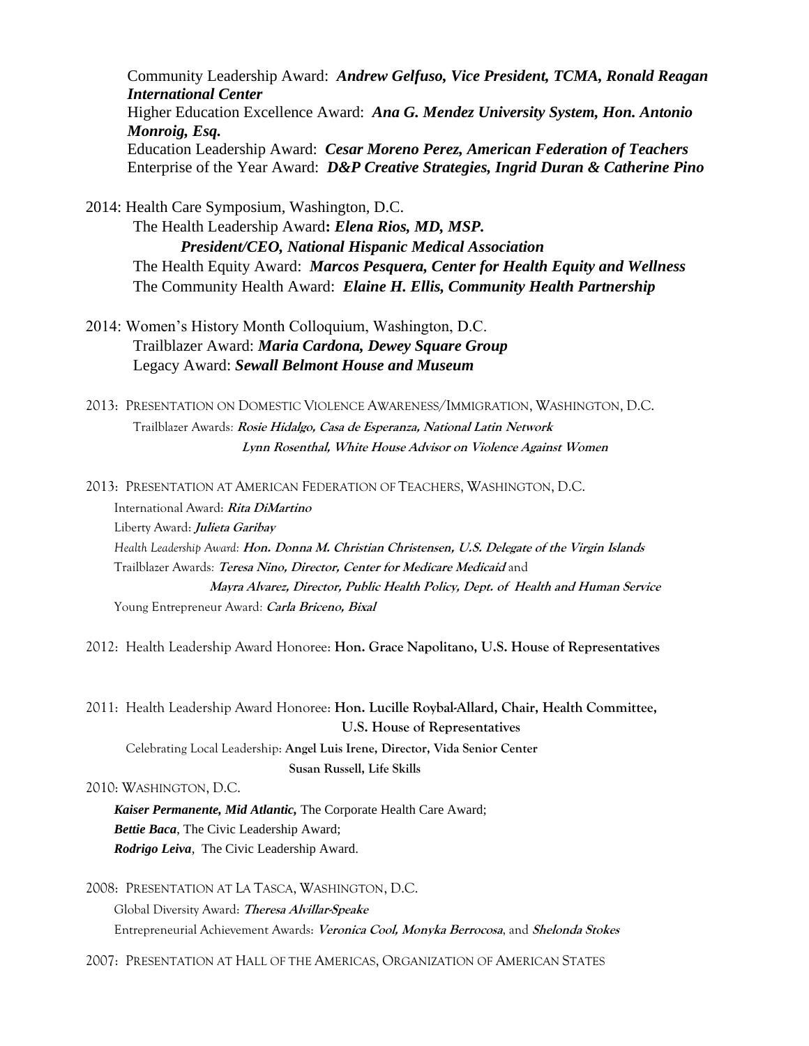Community Leadership Award: ***Andrew Gelfuso, Vice President, TCMA, Ronald Reagan International Center***
Higher Education Excellence Award: ***Ana G. Mendez University System, Hon. Antonio Monroig, Esq.***
Education Leadership Award: ***Cesar Moreno Perez, American Federation of Teachers***
Enterprise of the Year Award: ***D&P Creative Strategies, Ingrid Duran & Catherine Pino***

2014: Health Care Symposium, Washington, D.C.
The Health Leadership Award**:** ***Elena Rios, MD, MSP. President/CEO, National Hispanic Medical Association***
The Health Equity Award: ***Marcos Pesquera, Center for Health Equity and Wellness***
The Community Health Award: ***Elaine H. Ellis, Community Health Partnership***

2014: Women's History Month Colloquium, Washington, D.C.
Trailblazer Award: ***Maria Cardona, Dewey Square Group***
Legacy Award: ***Sewall Belmont House and Museum***

2013: PRESENTATION ON DOMESTIC VIOLENCE AWARENESS/IMMIGRATION, WASHINGTON, D.C.
Trailblazer Awards: ***Rosie Hidalgo, Casa de Esperanza, National Latin Network***
***Lynn Rosenthal, White House Advisor on Violence Against Women***

2013: PRESENTATION AT AMERICAN FEDERATION OF TEACHERS, WASHINGTON, D.C.
International Award: ***Rita DiMartino***
Liberty Award: ***Julieta Garibay***
*Health Leadership Award:* ***Hon. Donna M. Christian Christensen, U.S. Delegate of the Virgin Islands***
Trailblazer Awards: ***Teresa Nino, Director, Center for Medicare Medicaid*** and
***Mayra Alvarez, Director, Public Health Policy, Dept. of Health and Human Service***
Young Entrepreneur Award: ***Carla Briceno, Bixal***

2012: Health Leadership Award Honoree: **Hon. Grace Napolitano, U.S. House of Representatives**

2011: Health Leadership Award Honoree: **Hon. Lucille Roybal-Allard, Chair, Health Committee, U.S. House of Representatives**
Celebrating Local Leadership: **Angel Luis Irene, Director, Vida Senior Center**
**Susan Russell, Life Skills**

2010: WASHINGTON, D.C.
***Kaiser Permanente, Mid Atlantic,*** The Corporate Health Care Award;
***Bettie Baca***, The Civic Leadership Award;
***Rodrigo Leiva***, The Civic Leadership Award.

2008: PRESENTATION AT LA TASCA, WASHINGTON, D.C.
Global Diversity Award: ***Theresa Alvillar-Speake***
Entrepreneurial Achievement Awards: ***Veronica Cool, Monyka Berrocosa***, and ***Shelonda Stokes***

2007: PRESENTATION AT HALL OF THE AMERICAS, ORGANIZATION OF AMERICAN STATES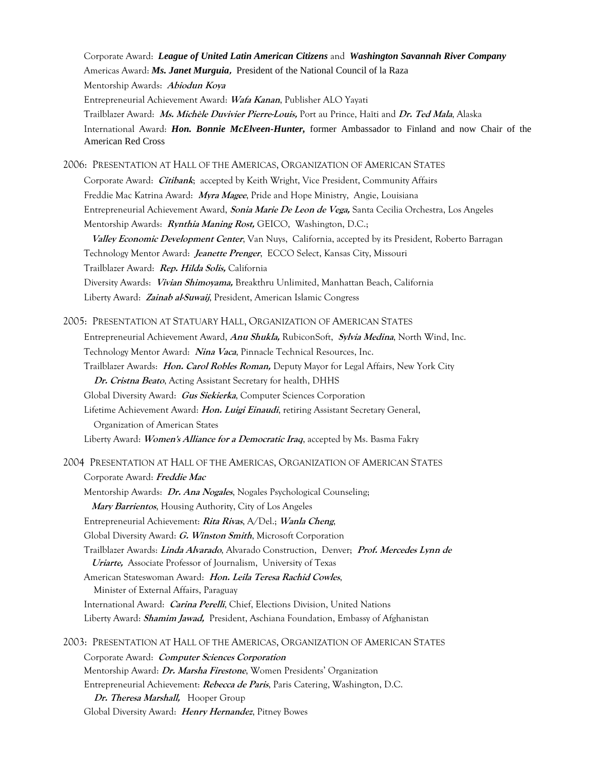Corporate Award: ***League of United Latin American Citizens*** and ***Washington Savannah River Company***

Americas Award: ***Ms. Janet Murguia*,** President of the National Council of la Raza

Mentorship Awards: ***Abiodun Koya***

Entrepreneurial Achievement Award: ***Wafa Kanan***, Publisher ALO Yayati

Trailblazer Award: ***Ms. Michèle Duvivier Pierre-Louis,*** Port au Prince, Haïti and ***Dr. Ted Mala***, Alaska

International Award: ***Hon. Bonnie McElveen-Hunter,*** former Ambassador to Finland and now Chair of the American Red Cross

2006: PRESENTATION AT HALL OF THE AMERICAS, ORGANIZATION OF AMERICAN STATES

Corporate Award: ***Citibank***; accepted by Keith Wright, Vice President, Community Affairs

Freddie Mac Katrina Award: ***Myra Magee***, Pride and Hope Ministry, Angie, Louisiana

Entrepreneurial Achievement Award, ***Sonia Marie De Leon de Vega,*** Santa Cecilia Orchestra, Los Angeles

Mentorship Awards: ***Rynthia Maning Rost,*** GEICO, Washington, D.C.;

***Valley Economic Development Center***, Van Nuys, California, accepted by its President, Roberto Barragan

Technology Mentor Award: ***Jeanette Prenger***, ECCO Select, Kansas City, Missouri

Trailblazer Award: ***Rep. Hilda Solis,*** California

Diversity Awards: ***Vivian Shimoyama,*** Breakthru Unlimited, Manhattan Beach, California

Liberty Award: ***Zainab al-Suwaij***, President, American Islamic Congress

2005: PRESENTATION AT STATUARY HALL, ORGANIZATION OF AMERICAN STATES

Entrepreneurial Achievement Award, ***Anu Shukla,*** RubiconSoft, ***Sylvia Medina***, North Wind, Inc.

Technology Mentor Award: ***Nina Vaca***, Pinnacle Technical Resources, Inc.

Trailblazer Awards: ***Hon. Carol Robles Roman,*** Deputy Mayor for Legal Affairs, New York City

***Dr. Cristna Beato***, Acting Assistant Secretary for health, DHHS

Global Diversity Award: ***Gus Siekierka***, Computer Sciences Corporation

Lifetime Achievement Award: ***Hon. Luigi Einaudi***, retiring Assistant Secretary General, Organization of American States

Liberty Award: ***Women's Alliance for a Democratic Iraq***, accepted by Ms. Basma Fakry

2004 PRESENTATION AT HALL OF THE AMERICAS, ORGANIZATION OF AMERICAN STATES

Corporate Award: ***Freddie Mac***

Mentorship Awards: ***Dr. Ana Nogales***, Nogales Psychological Counseling;

***Mary Barrientos***, Housing Authority, City of Los Angeles

Entrepreneurial Achievement: ***Rita Rivas***, A/Del.; ***Wanla Cheng***,

Global Diversity Award: ***G. Winston Smith***, Microsoft Corporation

Trailblazer Awards: ***Linda Alvarado***, Alvarado Construction, Denver; ***Prof. Mercedes Lynn de Uriarte,*** Associate Professor of Journalism, University of Texas

American Stateswoman Award: ***Hon. Leila Teresa Rachid Cowles***, Minister of External Affairs, Paraguay

International Award: ***Carina Perelli***, Chief, Elections Division, United Nations

Liberty Award: ***Shamim Jawad,*** President, Aschiana Foundation, Embassy of Afghanistan

2003: PRESENTATION AT HALL OF THE AMERICAS, ORGANIZATION OF AMERICAN STATES

Corporate Award: ***Computer Sciences Corporation***

Mentorship Award: ***Dr. Marsha Firestone***, Women Presidents' Organization

Entrepreneurial Achievement: ***Rebecca de Paris***, Paris Catering, Washington, D.C.

***Dr. Theresa Marshall,*** Hooper Group

Global Diversity Award: ***Henry Hernandez***, Pitney Bowes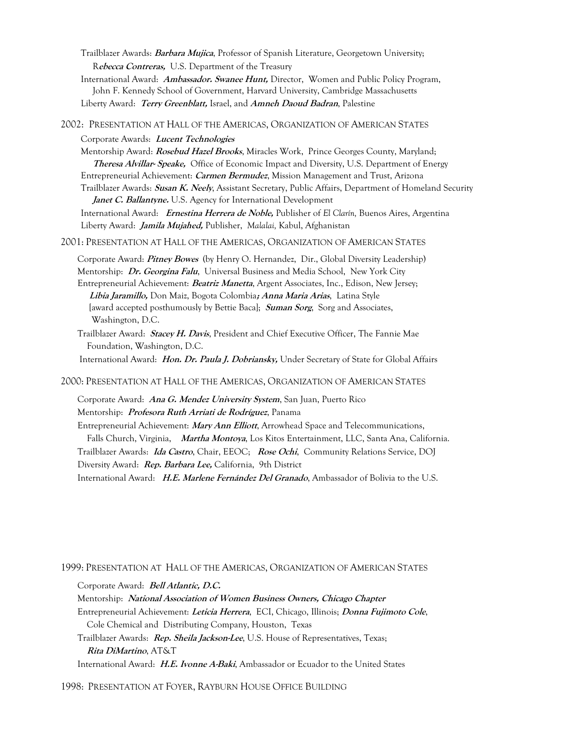Trailblazer Awards: ***Barbara Mujica***, Professor of Spanish Literature, Georgetown University; R***ebecca Contreras,*** U.S. Department of the Treasury

International Award: ***Ambassador. Swanee Hunt,*** Director, Women and Public Policy Program, John F. Kennedy School of Government, Harvard University, Cambridge Massachusetts

Liberty Award: ***Terry Greenblatt,*** Israel, and ***Amneh Daoud Badran***, Palestine

## 2002: PRESENTATION AT HALL OF THE AMERICAS, ORGANIZATION OF AMERICAN STATES

Corporate Awards: ***Lucent Technologies***

Mentorship Award: ***Rosebud Hazel Brooks***, Miracles Work, Prince Georges County, Maryland; ***Theresa Alvillar- Speake,*** Office of Economic Impact and Diversity, U.S. Department of Energy

Entrepreneurial Achievement: ***Carmen Bermudez***, Mission Management and Trust, Arizona

Trailblazer Awards: ***Susan K. Neely***, Assistant Secretary, Public Affairs, Department of Homeland Security ***Janet C. Ballantyne.*** U.S. Agency for International Development

International Award: ***Ernestina Herrera de Noble,*** Publisher of *El Clarín,* Buenos Aires, Argentina

Liberty Award: ***Jamila Mujahed,*** Publisher, *Malalai*, Kabul, Afghanistan

## 2001: PRESENTATION AT HALL OF THE AMERICAS, ORGANIZATION OF AMERICAN STATES

Corporate Award: ***Pitney Bowes*** (by Henry O. Hernandez, Dir., Global Diversity Leadership)

Mentorship: ***Dr. Georgina Falu***, Universal Business and Media School, New York City

Entrepreneurial Achievement: ***Beatriz Manetta***, Argent Associates, Inc., Edison, New Jersey; ***Libia Jaramillo,*** Don Maiz, Bogota Colombia***; Anna Maria Arias***, Latina Style [award accepted posthumously by Bettie Baca]; ***Suman Sorg***, Sorg and Associates, Washington, D.C.

Trailblazer Award: ***Stacey H. Davis***, President and Chief Executive Officer, The Fannie Mae Foundation, Washington, D.C.

International Award: ***Hon. Dr. Paula J. Dobriansky,*** Under Secretary of State for Global Affairs

## 2000: PRESENTATION AT HALL OF THE AMERICAS, ORGANIZATION OF AMERICAN STATES

Corporate Award: ***Ana G. Mendez University System***, San Juan, Puerto Rico

Mentorship: ***Profesora Ruth Arriati de Rodríguez***, Panama

Entrepreneurial Achievement: ***Mary Ann Elliott***, Arrowhead Space and Telecommunications, Falls Church, Virginia, ***Martha Montoya***, Los Kitos Entertainment, LLC, Santa Ana, California.

Trailblazer Awards: ***Ida Castro***, Chair, EEOC; ***Rose Ochi***, Community Relations Service, DOJ

Diversity Award: ***Rep. Barbara Lee,*** California, 9th District

International Award: ***H.E. Marlene Fernández Del Granado***, Ambassador of Bolivia to the U.S.

## 1999: PRESENTATION AT HALL OF THE AMERICAS, ORGANIZATION OF AMERICAN STATES

Corporate Award: ***Bell Atlantic, D.C.***

Mentorship: ***National Association of Women Business Owners, Chicago Chapter***

Entrepreneurial Achievement: ***Leticia Herrera***, ECI, Chicago, Illinois; ***Donna Fujimoto Cole***, Cole Chemical and Distributing Company, Houston, Texas

Trailblazer Awards: ***Rep. Sheila Jackson-Lee***, U.S. House of Representatives, Texas; ***Rita DiMartino***, AT&T

International Award: ***H.E. Ivonne A-Baki***, Ambassador or Ecuador to the United States

## 1998: PRESENTATION AT FOYER, RAYBURN HOUSE OFFICE BUILDING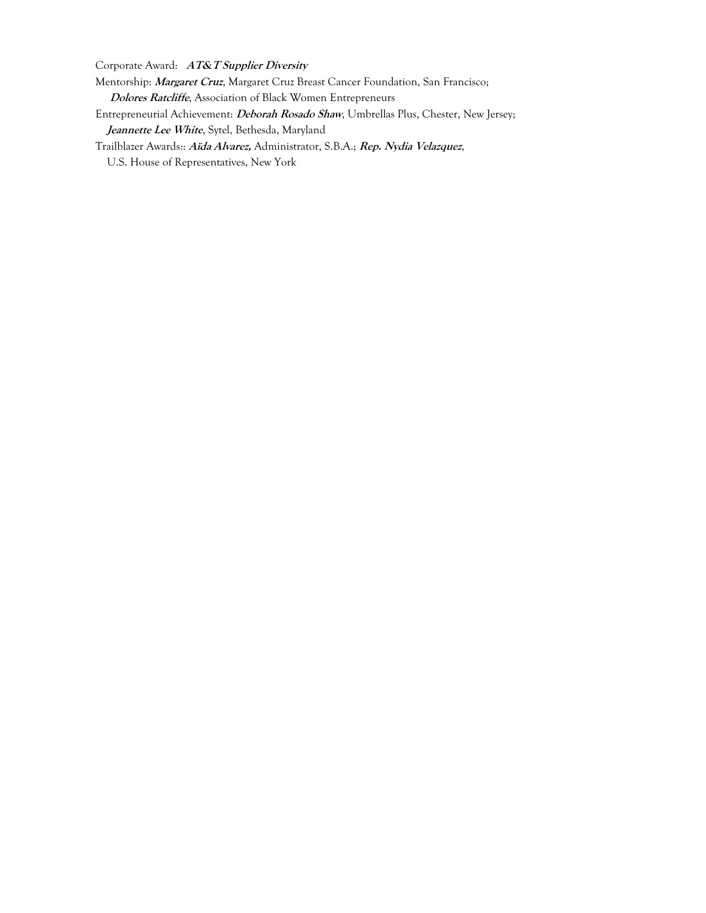Corporate Award: ***AT&T Supplier Diversity***

Mentorship: ***Margaret Cruz***, Margaret Cruz Breast Cancer Foundation, San Francisco; ***Dolores Ratcliffe***, Association of Black Women Entrepreneurs

Entrepreneurial Achievement: ***Deborah Rosado Shaw***, Umbrellas Plus, Chester, New Jersey; ***Jeannette Lee White***, Sytel, Bethesda, Maryland

Trailblazer Awards:: ***Aïda Alvarez,*** Administrator, S.B.A.; ***Rep. Nydia Velazquez***, U.S. House of Representatives, New York